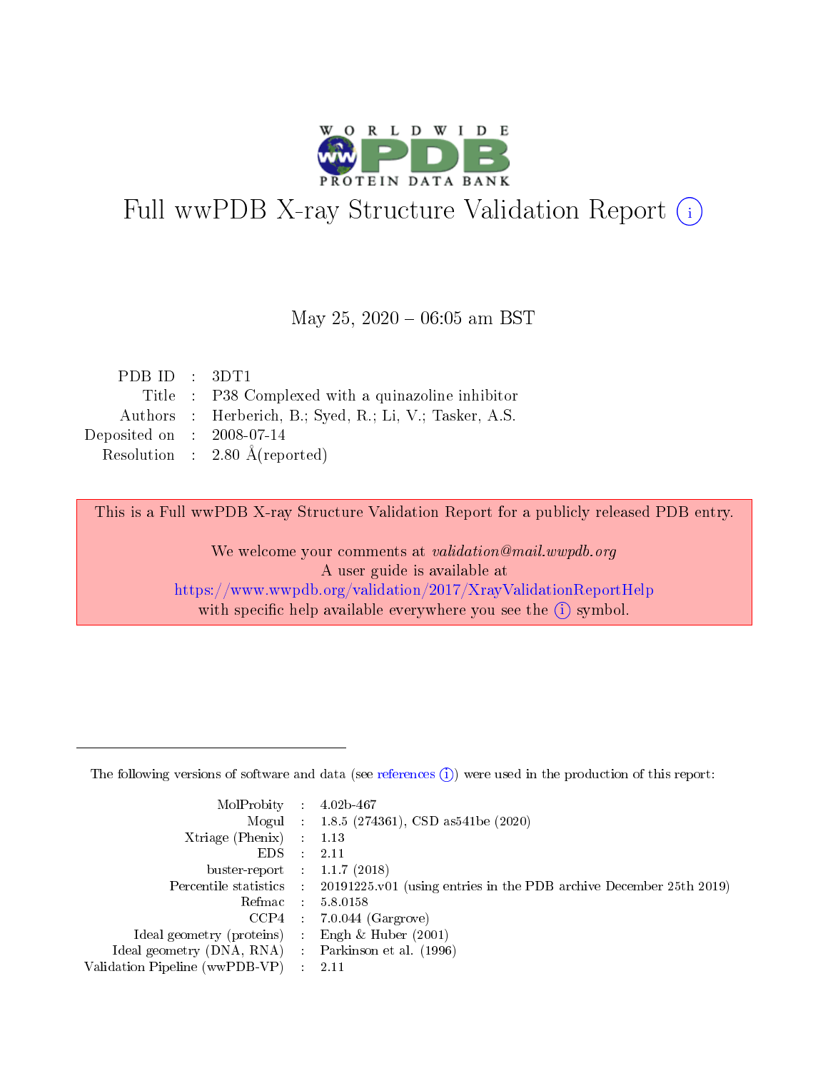# Full wwPDB X-ray Structure Validation Report (i)

May 25, 2020 – 06:05 am BST

| | | |
|---|---|---|
| PDB ID | : | 3DT1 |
| Title | : | P38 Complexed with a quinazoline inhibitor |
| Authors | : | Herberich, B.; Syed, R.; Li, V.; Tasker, A.S. |
| Deposited on | : | 2008-07-14 |
| Resolution | : | 2.80 Å(reported) |

This is a Full wwPDB X-ray Structure Validation Report for a publicly released PDB entry.

We welcome your comments at *validation@mail.wwpdb.org*
A user guide is available at
https://www.wwpdb.org/validation/2017/XrayValidationReportHelp
with specific help available everywhere you see the (i) symbol.

The following versions of software and data (see references (i)) were used in the production of this report:

| | | |
|---|---|---|
| MolProbity | : | 4.02b-467 |
| Mogul | : | 1.8.5 (274361), CSD as541be (2020) |
| Xtriage (Phenix) | : | 1.13 |
| EDS | : | 2.11 |
| buster-report | : | 1.1.7 (2018) |
| Percentile statistics | : | 20191225.v01 (using entries in the PDB archive December 25th 2019) |
| Refmac | : | 5.8.0158 |
| CCP4 | : | 7.0.044 (Gargrove) |
| Ideal geometry (proteins) | : | Engh & Huber (2001) |
| Ideal geometry (DNA, RNA) | : | Parkinson et al. (1996) |
| Validation Pipeline (wwPDB-VP) | : | 2.11 |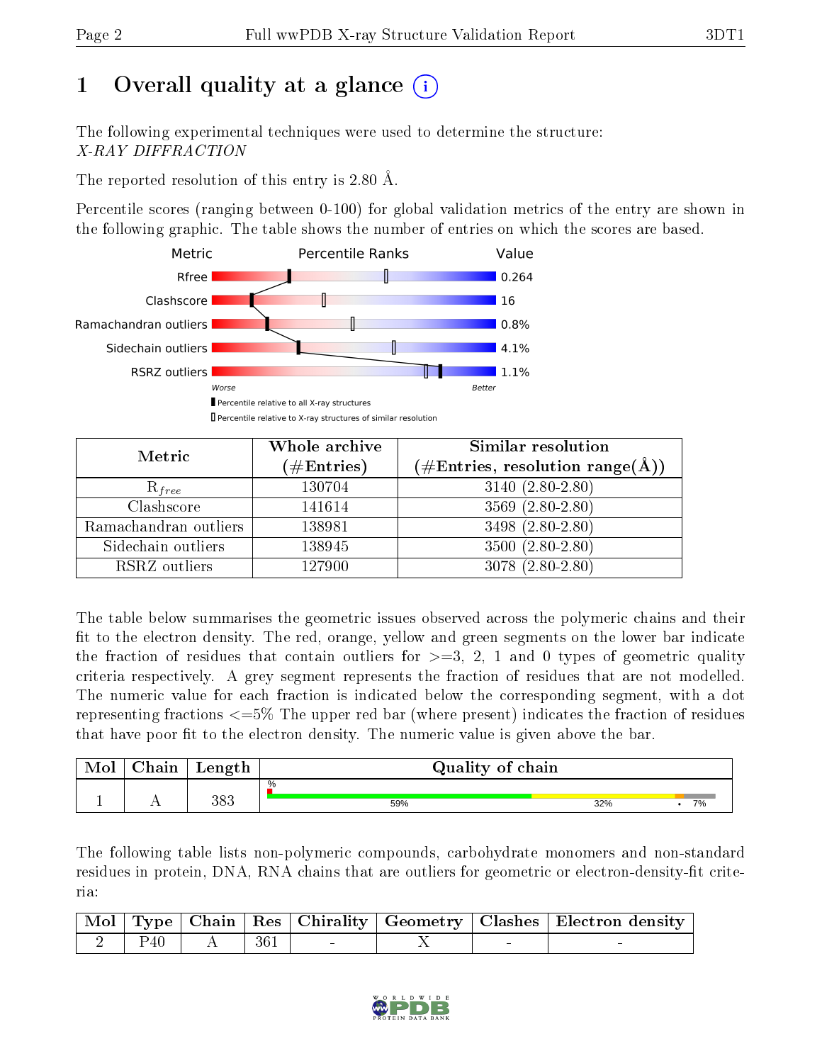# 1 Overall quality at a glance

The following experimental techniques were used to determine the structure:
*X-RAY DIFFRACTION*

The reported resolution of this entry is 2.80 Å.

Percentile scores (ranging between 0-100) for global validation metrics of the entry are shown in the following graphic. The table shows the number of entries on which the scores are based.

| Metric | Value |
|---|---|
| Rfree | 0.264 |
| Clashscore | 16 |
| Ramachandran outliers | 0.8% |
| Sidechain outliers | 4.1% |
| RSRZ outliers | 1.1% |

| Metric | Whole archive (#Entries) | Similar resolution (#Entries, resolution range(Å)) |
|---|---|---|
| $R_{free}$ | 130704 | 3140 (2.80-2.80) |
| Clashscore | 141614 | 3569 (2.80-2.80) |
| Ramachandran outliers | 138981 | 3498 (2.80-2.80) |
| Sidechain outliers | 138945 | 3500 (2.80-2.80) |
| RSRZ outliers | 127900 | 3078 (2.80-2.80) |

The table below summarises the geometric issues observed across the polymeric chains and their fit to the electron density. The red, orange, yellow and green segments on the lower bar indicate the fraction of residues that contain outliers for >=3, 2, 1 and 0 types of geometric quality criteria respectively. A grey segment represents the fraction of residues that are not modelled. The numeric value for each fraction is indicated below the corresponding segment, with a dot representing fractions <=5% The upper red bar (where present) indicates the fraction of residues that have poor fit to the electron density. The numeric value is given above the bar.

| Mol | Chain | Length | Quality of chain |
|---|---|---|---|
| 1 | A | 383 | 59% / 32% / • / 7% |

The following table lists non-polymeric compounds, carbohydrate monomers and non-standard residues in protein, DNA, RNA chains that are outliers for geometric or electron-density-fit criteria:

| Mol | Type | Chain | Res | Chirality | Geometry | Clashes | Electron density |
|---|---|---|---|---|---|---|---|
| 2 | P40 | A | 361 | - | X | - | - |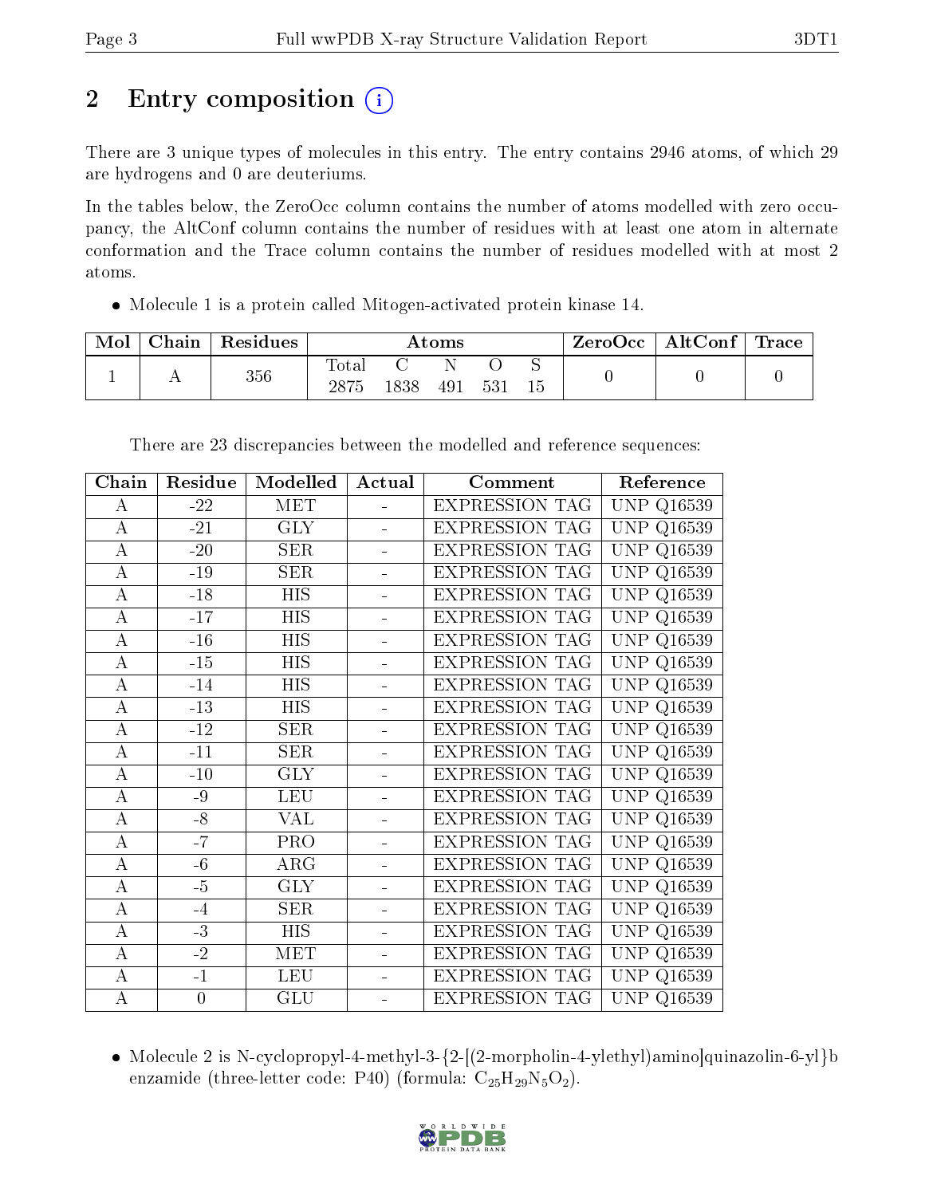# 2 Entry composition (i)

There are 3 unique types of molecules in this entry. The entry contains 2946 atoms, of which 29 are hydrogens and 0 are deuteriums.

In the tables below, the ZeroOcc column contains the number of atoms modelled with zero occupancy, the AltConf column contains the number of residues with at least one atom in alternate conformation and the Trace column contains the number of residues modelled with at most 2 atoms.

- Molecule 1 is a protein called Mitogen-activated protein kinase 14.

| Mol | Chain | Residues | Atoms | | | | | ZeroOcc | AltConf | Trace |
|---|---|---|---|---|---|---|---|---|---|---|
| | | | Total | C | N | O | S | | | |
| 1 | A | 356 | 2875 | 1838 | 491 | 531 | 15 | 0 | 0 | 0 |

There are 23 discrepancies between the modelled and reference sequences:

| Chain | Residue | Modelled | Actual | Comment | Reference |
|---|---|---|---|---|---|
| A | -22 | MET | - | EXPRESSION TAG | UNP Q16539 |
| A | -21 | GLY | - | EXPRESSION TAG | UNP Q16539 |
| A | -20 | SER | - | EXPRESSION TAG | UNP Q16539 |
| A | -19 | SER | - | EXPRESSION TAG | UNP Q16539 |
| A | -18 | HIS | - | EXPRESSION TAG | UNP Q16539 |
| A | -17 | HIS | - | EXPRESSION TAG | UNP Q16539 |
| A | -16 | HIS | - | EXPRESSION TAG | UNP Q16539 |
| A | -15 | HIS | - | EXPRESSION TAG | UNP Q16539 |
| A | -14 | HIS | - | EXPRESSION TAG | UNP Q16539 |
| A | -13 | HIS | - | EXPRESSION TAG | UNP Q16539 |
| A | -12 | SER | - | EXPRESSION TAG | UNP Q16539 |
| A | -11 | SER | - | EXPRESSION TAG | UNP Q16539 |
| A | -10 | GLY | - | EXPRESSION TAG | UNP Q16539 |
| A | -9 | LEU | - | EXPRESSION TAG | UNP Q16539 |
| A | -8 | VAL | - | EXPRESSION TAG | UNP Q16539 |
| A | -7 | PRO | - | EXPRESSION TAG | UNP Q16539 |
| A | -6 | ARG | - | EXPRESSION TAG | UNP Q16539 |
| A | -5 | GLY | - | EXPRESSION TAG | UNP Q16539 |
| A | -4 | SER | - | EXPRESSION TAG | UNP Q16539 |
| A | -3 | HIS | - | EXPRESSION TAG | UNP Q16539 |
| A | -2 | MET | - | EXPRESSION TAG | UNP Q16539 |
| A | -1 | LEU | - | EXPRESSION TAG | UNP Q16539 |
| A | 0 | GLU | - | EXPRESSION TAG | UNP Q16539 |

- Molecule 2 is N-cyclopropyl-4-methyl-3-{2-[(2-morpholin-4-ylethyl)amino]quinazolin-6-yl}benzamide (three-letter code: P40) (formula: $C_{25}H_{29}N_5O_2$).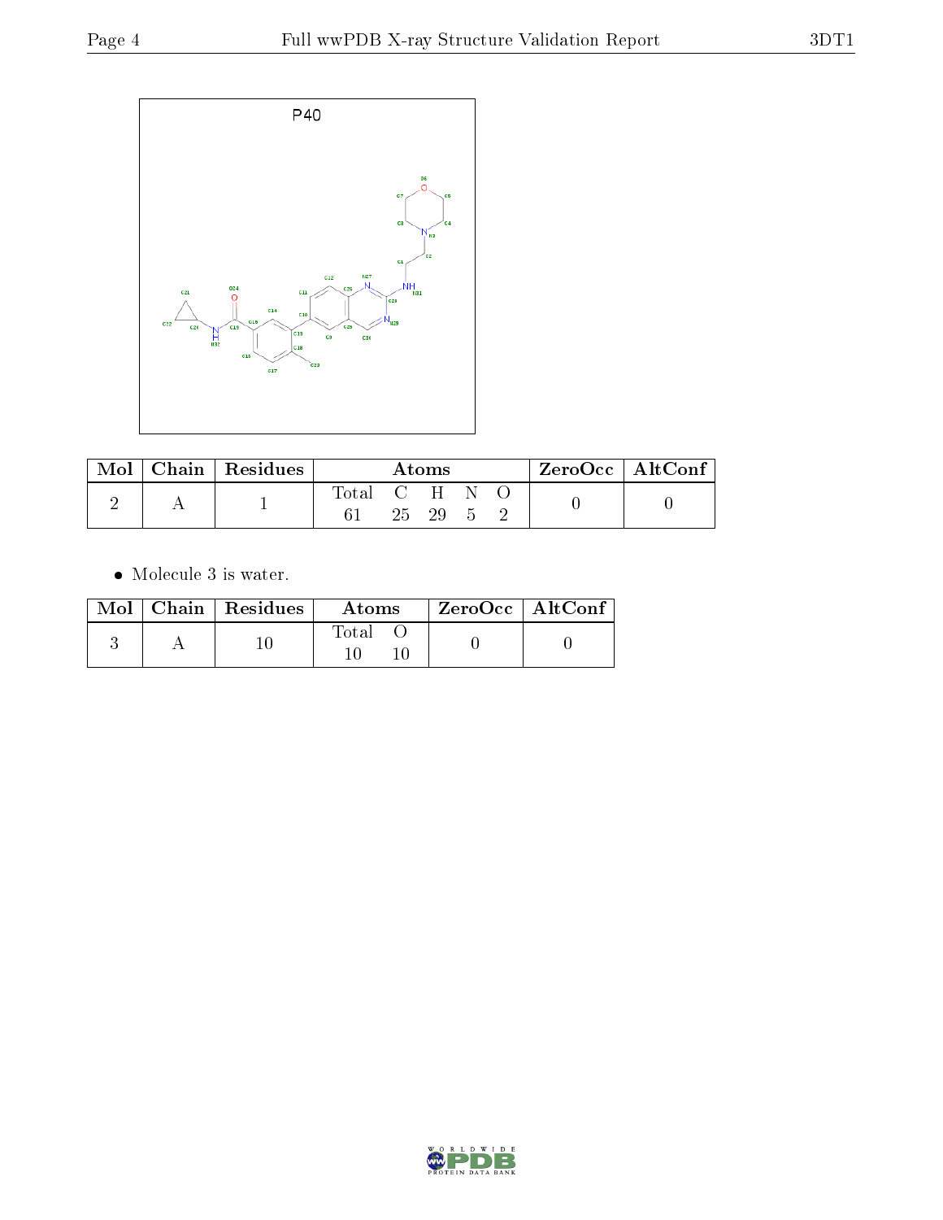P40

| Mol | Chain | Residues | Atoms | | | | | ZeroOcc | AltConf |
|---|---|---|---|---|---|---|---|---|---|
| | | | Total | C | H | N | O | | |
| 2 | A | 1 | 61 | 25 | 29 | 5 | 2 | 0 | 0 |

- Molecule 3 is water.

| Mol | Chain | Residues | Atoms | | ZeroOcc | AltConf |
|---|---|---|---|---|---|---|
| | | | Total | O | | |
| 3 | A | 10 | 10 | 10 | 0 | 0 |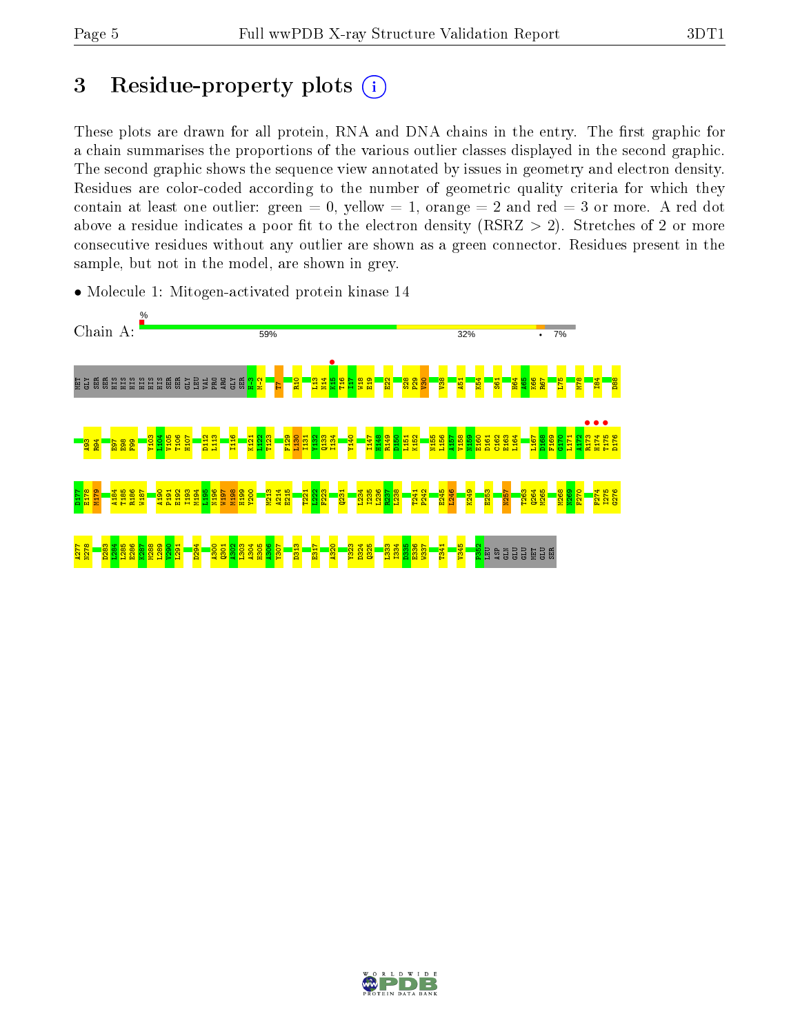# 3 Residue-property plots

These plots are drawn for all protein, RNA and DNA chains in the entry. The first graphic for a chain summarises the proportions of the various outlier classes displayed in the second graphic. The second graphic shows the sequence view annotated by issues in geometry and electron density. Residues are color-coded according to the number of geometric quality criteria for which they contain at least one outlier: green = 0, yellow = 1, orange = 2 and red = 3 or more. A red dot above a residue indicates a poor fit to the electron density (RSRZ > 2). Stretches of 2 or more consecutive residues without any outlier are shown as a green connector. Residues present in the sample, but not in the model, are shown in grey.

- Molecule 1: Mitogen-activated protein kinase 14

Chain A: % 59% 32% • 7%

MET GLY SER SER HIS HIS HIS HIS HIS HIS SER SER GLY LEU VAL PRO ARG GLY SER H-2 M-1 T7 R10 L13 N14 K15 T16 I17 W18 E19 E22 S28 P29 V30 V38 A51 K54 S61 H64 A65 K66 R67 L75 M78 I84 D88 A93 R94 E97 E98 F99 Y103 L104 V105 T106 H107 D112 L113 I116 K121 L122 T123 F129 L130 I131 Y132 Q133 I134 Y140 I147 H148 R149 D150 L151 K152 N155 L156 A157 V158 N159 E160 D161 C162 E163 L164 L167 D168 F169 G170 L171 A172 R173 H174 T175 D176 D177 E178 M179 A184 T185 R186 W187 A190 P191 E192 I193 M194 L195 N196 W197 M198 H199 Y200 M213 A214 E215 T221 L222 F223 Q231 L234 I235 L236 R237 L238 T241 P242 E245 L246 K249 E253 N257 T263 Q264 M265 M268 N269 F270 F274 I275 G276 A277 N278 D283 L284 L285 E286 K287 M288 L289 V290 L291 D294 A300 Q301 A302 L303 A304 H305 A306 Y307 D313 E317 A320 Y323 D324 Q325 L333 I334 D335 E336 W337 T341 V345 F352 LEU ASP GLN GLU GLU MET GLU SER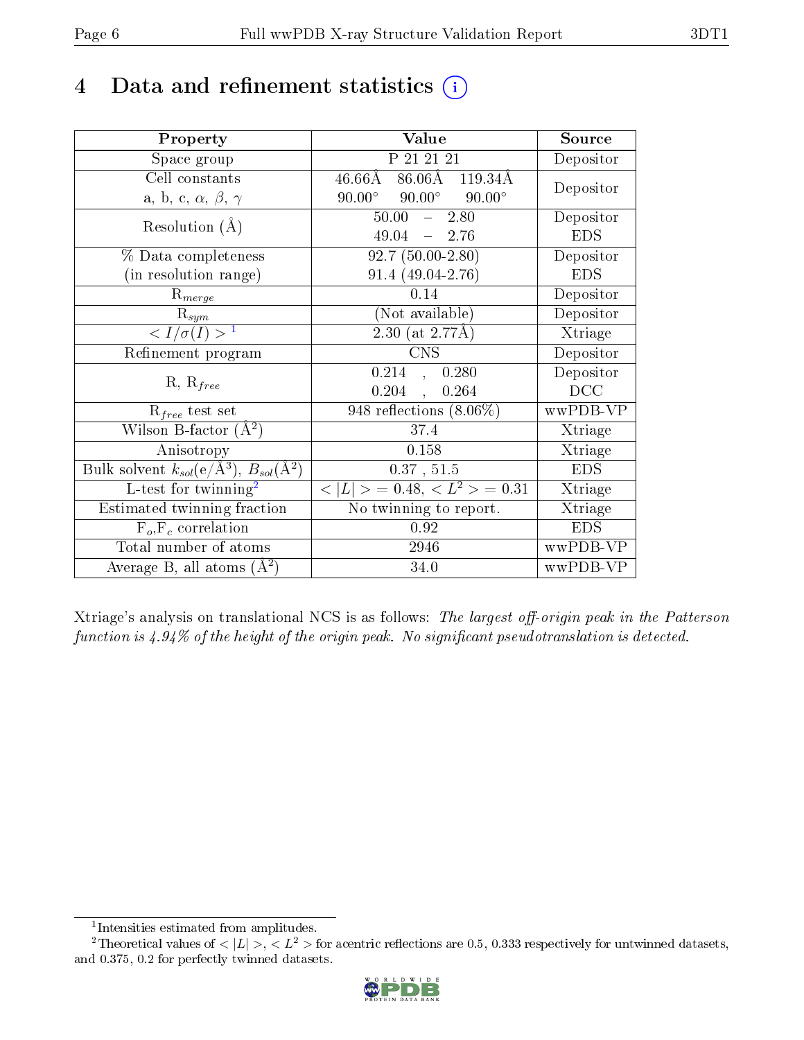# 4 Data and refinement statistics (i)

| Property | Value | Source |
|---|---|---|
| Space group | P 21 21 21 | Depositor |
| Cell constants<br>a, b, c, $\alpha$, $\beta$, $\gamma$ | 46.66Å 86.06Å 119.34Å<br>90.00° 90.00° 90.00° | Depositor |
| Resolution (Å) | 50.00 – 2.80<br>49.04 – 2.76 | Depositor<br>EDS |
| % Data completeness<br>(in resolution range) | 92.7 (50.00-2.80)<br>91.4 (49.04-2.76) | Depositor<br>EDS |
| $R_{merge}$ | 0.14 | Depositor |
| $R_{sym}$ | (Not available) | Depositor |
| $< I/\sigma(I) >$ [1] | 2.30 (at 2.77Å) | Xtriage |
| Refinement program | CNS | Depositor |
| R, $R_{free}$ | 0.214 , 0.280<br>0.204 , 0.264 | Depositor<br>DCC |
| $R_{free}$ test set | 948 reflections (8.06%) | wwPDB-VP |
| Wilson B-factor (Å$^2$) | 37.4 | Xtriage |
| Anisotropy | 0.158 | Xtriage |
| Bulk solvent $k_{sol}$(e/Å$^3$), $B_{sol}$(Å$^2$) | 0.37 , 51.5 | EDS |
| L-test for twinning[2] | $< \lvert L \rvert >$ = 0.48, $< L^2 >$ = 0.31 | Xtriage |
| Estimated twinning fraction | No twinning to report. | Xtriage |
| $F_o$,$F_c$ correlation | 0.92 | EDS |
| Total number of atoms | 2946 | wwPDB-VP |
| Average B, all atoms (Å$^2$) | 34.0 | wwPDB-VP |

Xtriage's analysis on translational NCS is as follows: *The largest off-origin peak in the Patterson function is 4.94% of the height of the origin peak. No significant pseudotranslation is detected.*

[1] Intensities estimated from amplitudes.

[2] Theoretical values of $< \lvert L \rvert >$, $< L^2 >$ for acentric reflections are 0.5, 0.333 respectively for untwinned datasets, and 0.375, 0.2 for perfectly twinned datasets.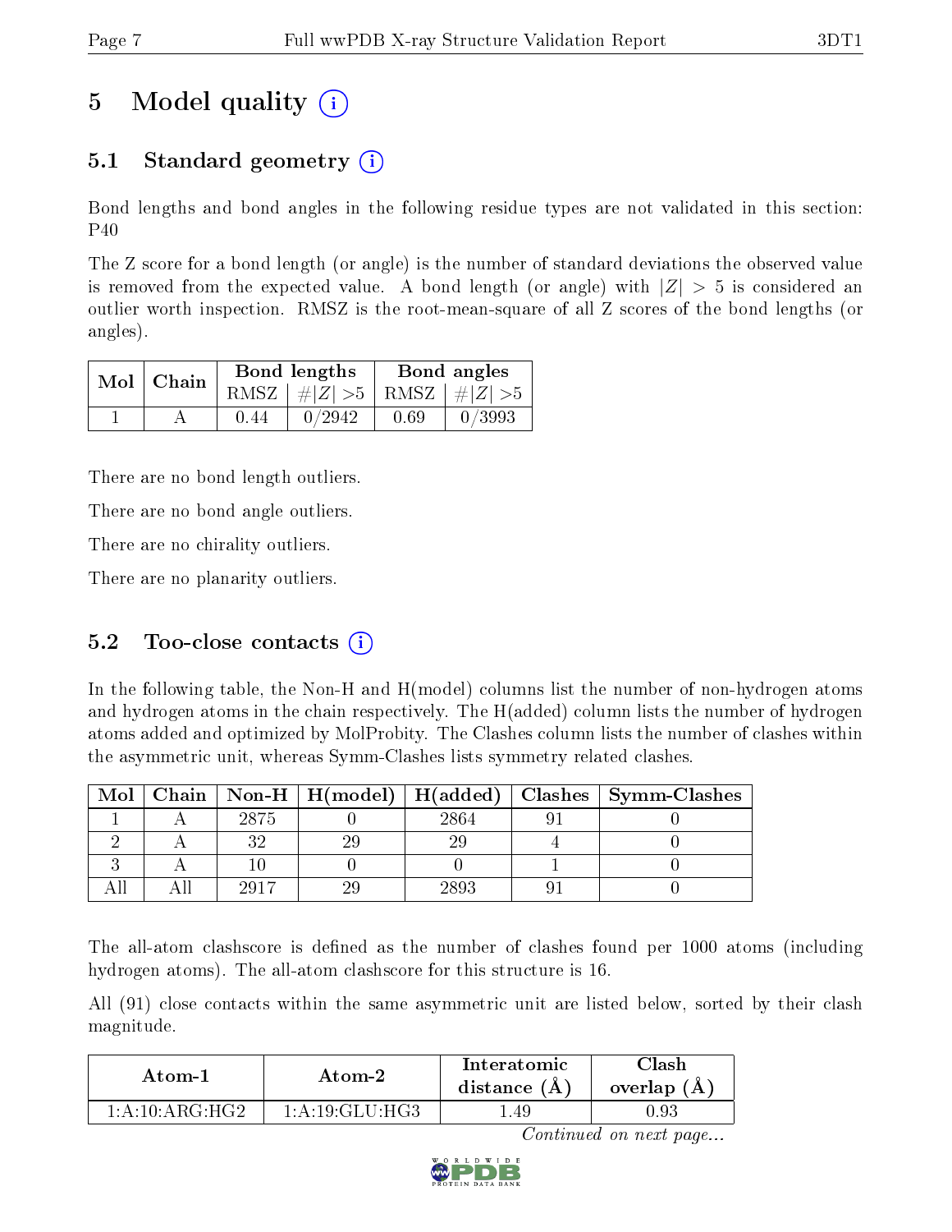# 5 Model quality

## 5.1 Standard geometry

Bond lengths and bond angles in the following residue types are not validated in this section: P40

The Z score for a bond length (or angle) is the number of standard deviations the observed value is removed from the expected value. A bond length (or angle) with $|Z| > 5$ is considered an outlier worth inspection. RMSZ is the root-mean-square of all Z scores of the bond lengths (or angles).

| Mol | Chain | Bond lengths | | Bond angles | |
|---|---|---|---|---|---|
| | | RMSZ | $\#\|Z\| >5$ | RMSZ | $\#\|Z\| >5$ |
| 1 | A | 0.44 | 0/2942 | 0.69 | 0/3993 |

There are no bond length outliers.

There are no bond angle outliers.

There are no chirality outliers.

There are no planarity outliers.

## 5.2 Too-close contacts

In the following table, the Non-H and H(model) columns list the number of non-hydrogen atoms and hydrogen atoms in the chain respectively. The H(added) column lists the number of hydrogen atoms added and optimized by MolProbity. The Clashes column lists the number of clashes within the asymmetric unit, whereas Symm-Clashes lists symmetry related clashes.

| Mol | Chain | Non-H | H(model) | H(added) | Clashes | Symm-Clashes |
|---|---|---|---|---|---|---|
| 1 | A | 2875 | 0 | 2864 | 91 | 0 |
| 2 | A | 32 | 29 | 29 | 4 | 0 |
| 3 | A | 10 | 0 | 0 | 1 | 0 |
| All | All | 2917 | 29 | 2893 | 91 | 0 |

The all-atom clashscore is defined as the number of clashes found per 1000 atoms (including hydrogen atoms). The all-atom clashscore for this structure is 16.

All (91) close contacts within the same asymmetric unit are listed below, sorted by their clash magnitude.

| Atom-1 | Atom-2 | Interatomic distance (Å) | Clash overlap (Å) |
|---|---|---|---|
| 1:A:10:ARG:HG2 | 1:A:19:GLU:HG3 | 1.49 | 0.93 |

*Continued on next page...*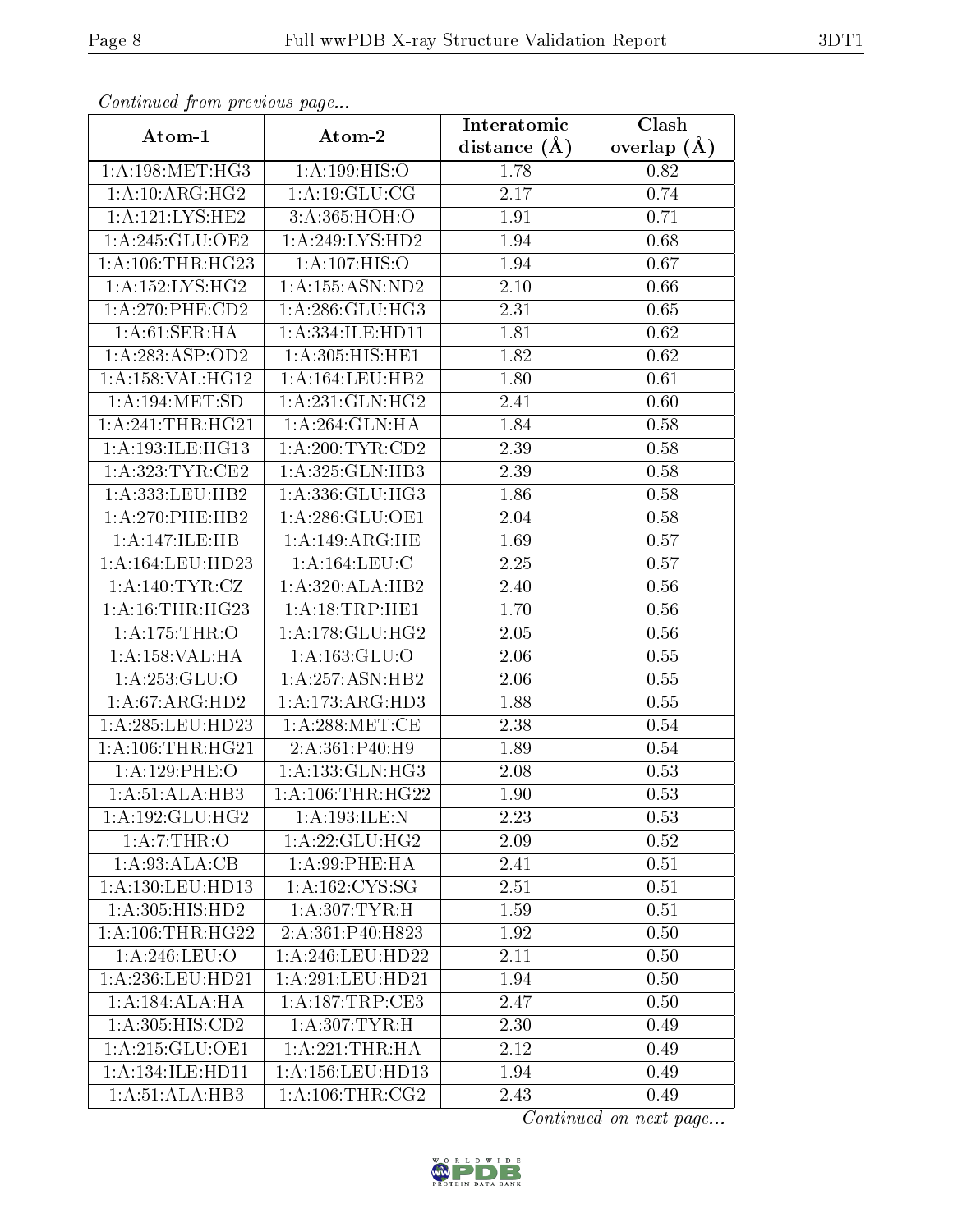*Continued from previous page...*

| Atom-1 | Atom-2 | Interatomic distance (Å) | Clash overlap (Å) |
|---|---|---|---|
| 1:A:198:MET:HG3 | 1:A:199:HIS:O | 1.78 | 0.82 |
| 1:A:10:ARG:HG2 | 1:A:19:GLU:CG | 2.17 | 0.74 |
| 1:A:121:LYS:HE2 | 3:A:365:HOH:O | 1.91 | 0.71 |
| 1:A:245:GLU:OE2 | 1:A:249:LYS:HD2 | 1.94 | 0.68 |
| 1:A:106:THR:HG23 | 1:A:107:HIS:O | 1.94 | 0.67 |
| 1:A:152:LYS:HG2 | 1:A:155:ASN:ND2 | 2.10 | 0.66 |
| 1:A:270:PHE:CD2 | 1:A:286:GLU:HG3 | 2.31 | 0.65 |
| 1:A:61:SER:HA | 1:A:334:ILE:HD11 | 1.81 | 0.62 |
| 1:A:283:ASP:OD2 | 1:A:305:HIS:HE1 | 1.82 | 0.62 |
| 1:A:158:VAL:HG12 | 1:A:164:LEU:HB2 | 1.80 | 0.61 |
| 1:A:194:MET:SD | 1:A:231:GLN:HG2 | 2.41 | 0.60 |
| 1:A:241:THR:HG21 | 1:A:264:GLN:HA | 1.84 | 0.58 |
| 1:A:193:ILE:HG13 | 1:A:200:TYR:CD2 | 2.39 | 0.58 |
| 1:A:323:TYR:CE2 | 1:A:325:GLN:HB3 | 2.39 | 0.58 |
| 1:A:333:LEU:HB2 | 1:A:336:GLU:HG3 | 1.86 | 0.58 |
| 1:A:270:PHE:HB2 | 1:A:286:GLU:OE1 | 2.04 | 0.58 |
| 1:A:147:ILE:HB | 1:A:149:ARG:HE | 1.69 | 0.57 |
| 1:A:164:LEU:HD23 | 1:A:164:LEU:C | 2.25 | 0.57 |
| 1:A:140:TYR:CZ | 1:A:320:ALA:HB2 | 2.40 | 0.56 |
| 1:A:16:THR:HG23 | 1:A:18:TRP:HE1 | 1.70 | 0.56 |
| 1:A:175:THR:O | 1:A:178:GLU:HG2 | 2.05 | 0.56 |
| 1:A:158:VAL:HA | 1:A:163:GLU:O | 2.06 | 0.55 |
| 1:A:253:GLU:O | 1:A:257:ASN:HB2 | 2.06 | 0.55 |
| 1:A:67:ARG:HD2 | 1:A:173:ARG:HD3 | 1.88 | 0.55 |
| 1:A:285:LEU:HD23 | 1:A:288:MET:CE | 2.38 | 0.54 |
| 1:A:106:THR:HG21 | 2:A:361:P40:H9 | 1.89 | 0.54 |
| 1:A:129:PHE:O | 1:A:133:GLN:HG3 | 2.08 | 0.53 |
| 1:A:51:ALA:HB3 | 1:A:106:THR:HG22 | 1.90 | 0.53 |
| 1:A:192:GLU:HG2 | 1:A:193:ILE:N | 2.23 | 0.53 |
| 1:A:7:THR:O | 1:A:22:GLU:HG2 | 2.09 | 0.52 |
| 1:A:93:ALA:CB | 1:A:99:PHE:HA | 2.41 | 0.51 |
| 1:A:130:LEU:HD13 | 1:A:162:CYS:SG | 2.51 | 0.51 |
| 1:A:305:HIS:HD2 | 1:A:307:TYR:H | 1.59 | 0.51 |
| 1:A:106:THR:HG22 | 2:A:361:P40:H823 | 1.92 | 0.50 |
| 1:A:246:LEU:O | 1:A:246:LEU:HD22 | 2.11 | 0.50 |
| 1:A:236:LEU:HD21 | 1:A:291:LEU:HD21 | 1.94 | 0.50 |
| 1:A:184:ALA:HA | 1:A:187:TRP:CE3 | 2.47 | 0.50 |
| 1:A:305:HIS:CD2 | 1:A:307:TYR:H | 2.30 | 0.49 |
| 1:A:215:GLU:OE1 | 1:A:221:THR:HA | 2.12 | 0.49 |
| 1:A:134:ILE:HD11 | 1:A:156:LEU:HD13 | 1.94 | 0.49 |
| 1:A:51:ALA:HB3 | 1:A:106:THR:CG2 | 2.43 | 0.49 |

*Continued on next page...*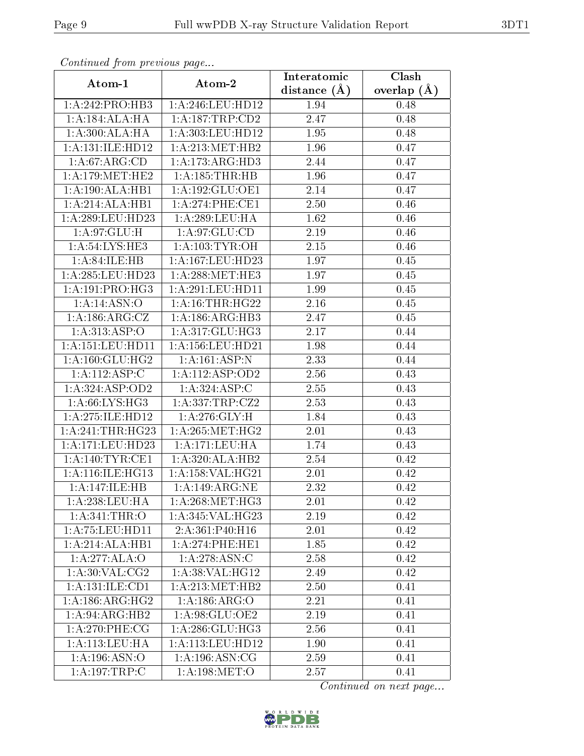*Continued from previous page...*

| Atom-1 | Atom-2 | Interatomic distance (Å) | Clash overlap (Å) |
|---|---|---|---|
| 1:A:242:PRO:HB3 | 1:A:246:LEU:HD12 | 1.94 | 0.48 |
| 1:A:184:ALA:HA | 1:A:187:TRP:CD2 | 2.47 | 0.48 |
| 1:A:300:ALA:HA | 1:A:303:LEU:HD12 | 1.95 | 0.48 |
| 1:A:131:ILE:HD12 | 1:A:213:MET:HB2 | 1.96 | 0.47 |
| 1:A:67:ARG:CD | 1:A:173:ARG:HD3 | 2.44 | 0.47 |
| 1:A:179:MET:HE2 | 1:A:185:THR:HB | 1.96 | 0.47 |
| 1:A:190:ALA:HB1 | 1:A:192:GLU:OE1 | 2.14 | 0.47 |
| 1:A:214:ALA:HB1 | 1:A:274:PHE:CE1 | 2.50 | 0.46 |
| 1:A:289:LEU:HD23 | 1:A:289:LEU:HA | 1.62 | 0.46 |
| 1:A:97:GLU:H | 1:A:97:GLU:CD | 2.19 | 0.46 |
| 1:A:54:LYS:HE3 | 1:A:103:TYR:OH | 2.15 | 0.46 |
| 1:A:84:ILE:HB | 1:A:167:LEU:HD23 | 1.97 | 0.45 |
| 1:A:285:LEU:HD23 | 1:A:288:MET:HE3 | 1.97 | 0.45 |
| 1:A:191:PRO:HG3 | 1:A:291:LEU:HD11 | 1.99 | 0.45 |
| 1:A:14:ASN:O | 1:A:16:THR:HG22 | 2.16 | 0.45 |
| 1:A:186:ARG:CZ | 1:A:186:ARG:HB3 | 2.47 | 0.45 |
| 1:A:313:ASP:O | 1:A:317:GLU:HG3 | 2.17 | 0.44 |
| 1:A:151:LEU:HD11 | 1:A:156:LEU:HD21 | 1.98 | 0.44 |
| 1:A:160:GLU:HG2 | 1:A:161:ASP:N | 2.33 | 0.44 |
| 1:A:112:ASP:C | 1:A:112:ASP:OD2 | 2.56 | 0.43 |
| 1:A:324:ASP:OD2 | 1:A:324:ASP:C | 2.55 | 0.43 |
| 1:A:66:LYS:HG3 | 1:A:337:TRP:CZ2 | 2.53 | 0.43 |
| 1:A:275:ILE:HD12 | 1:A:276:GLY:H | 1.84 | 0.43 |
| 1:A:241:THR:HG23 | 1:A:265:MET:HG2 | 2.01 | 0.43 |
| 1:A:171:LEU:HD23 | 1:A:171:LEU:HA | 1.74 | 0.43 |
| 1:A:140:TYR:CE1 | 1:A:320:ALA:HB2 | 2.54 | 0.42 |
| 1:A:116:ILE:HG13 | 1:A:158:VAL:HG21 | 2.01 | 0.42 |
| 1:A:147:ILE:HB | 1:A:149:ARG:NE | 2.32 | 0.42 |
| 1:A:238:LEU:HA | 1:A:268:MET:HG3 | 2.01 | 0.42 |
| 1:A:341:THR:O | 1:A:345:VAL:HG23 | 2.19 | 0.42 |
| 1:A:75:LEU:HD11 | 2:A:361:P40:H16 | 2.01 | 0.42 |
| 1:A:214:ALA:HB1 | 1:A:274:PHE:HE1 | 1.85 | 0.42 |
| 1:A:277:ALA:O | 1:A:278:ASN:C | 2.58 | 0.42 |
| 1:A:30:VAL:CG2 | 1:A:38:VAL:HG12 | 2.49 | 0.42 |
| 1:A:131:ILE:CD1 | 1:A:213:MET:HB2 | 2.50 | 0.41 |
| 1:A:186:ARG:HG2 | 1:A:186:ARG:O | 2.21 | 0.41 |
| 1:A:94:ARG:HB2 | 1:A:98:GLU:OE2 | 2.19 | 0.41 |
| 1:A:270:PHE:CG | 1:A:286:GLU:HG3 | 2.56 | 0.41 |
| 1:A:113:LEU:HA | 1:A:113:LEU:HD12 | 1.90 | 0.41 |
| 1:A:196:ASN:O | 1:A:196:ASN:CG | 2.59 | 0.41 |
| 1:A:197:TRP:C | 1:A:198:MET:O | 2.57 | 0.41 |

*Continued on next page...*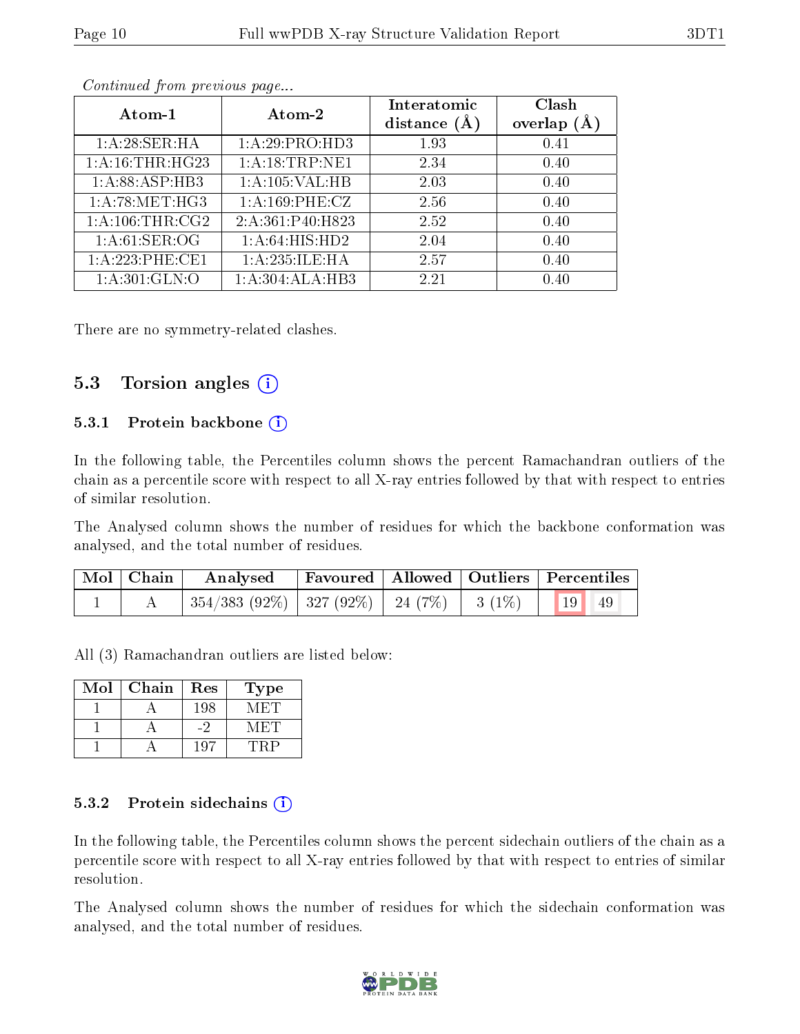*Continued from previous page...*

| Atom-1 | Atom-2 | Interatomic distance (Å) | Clash overlap (Å) |
|---|---|---|---|
| 1:A:28:SER:HA | 1:A:29:PRO:HD3 | 1.93 | 0.41 |
| 1:A:16:THR:HG23 | 1:A:18:TRP:NE1 | 2.34 | 0.40 |
| 1:A:88:ASP:HB3 | 1:A:105:VAL:HB | 2.03 | 0.40 |
| 1:A:78:MET:HG3 | 1:A:169:PHE:CZ | 2.56 | 0.40 |
| 1:A:106:THR:CG2 | 2:A:361:P40:H823 | 2.52 | 0.40 |
| 1:A:61:SER:OG | 1:A:64:HIS:HD2 | 2.04 | 0.40 |
| 1:A:223:PHE:CE1 | 1:A:235:ILE:HA | 2.57 | 0.40 |
| 1:A:301:GLN:O | 1:A:304:ALA:HB3 | 2.21 | 0.40 |

There are no symmetry-related clashes.

## 5.3 Torsion angles

### 5.3.1 Protein backbone

In the following table, the Percentiles column shows the percent Ramachandran outliers of the chain as a percentile score with respect to all X-ray entries followed by that with respect to entries of similar resolution.

The Analysed column shows the number of residues for which the backbone conformation was analysed, and the total number of residues.

| Mol | Chain | Analysed | Favoured | Allowed | Outliers | Percentiles | |
|---|---|---|---|---|---|---|---|
| 1 | A | 354/383 (92%) | 327 (92%) | 24 (7%) | 3 (1%) | 19 | 49 |

All (3) Ramachandran outliers are listed below:

| Mol | Chain | Res | Type |
|---|---|---|---|
| 1 | A | 198 | MET |
| 1 | A | -2 | MET |
| 1 | A | 197 | TRP |

### 5.3.2 Protein sidechains

In the following table, the Percentiles column shows the percent sidechain outliers of the chain as a percentile score with respect to all X-ray entries followed by that with respect to entries of similar resolution.

The Analysed column shows the number of residues for which the sidechain conformation was analysed, and the total number of residues.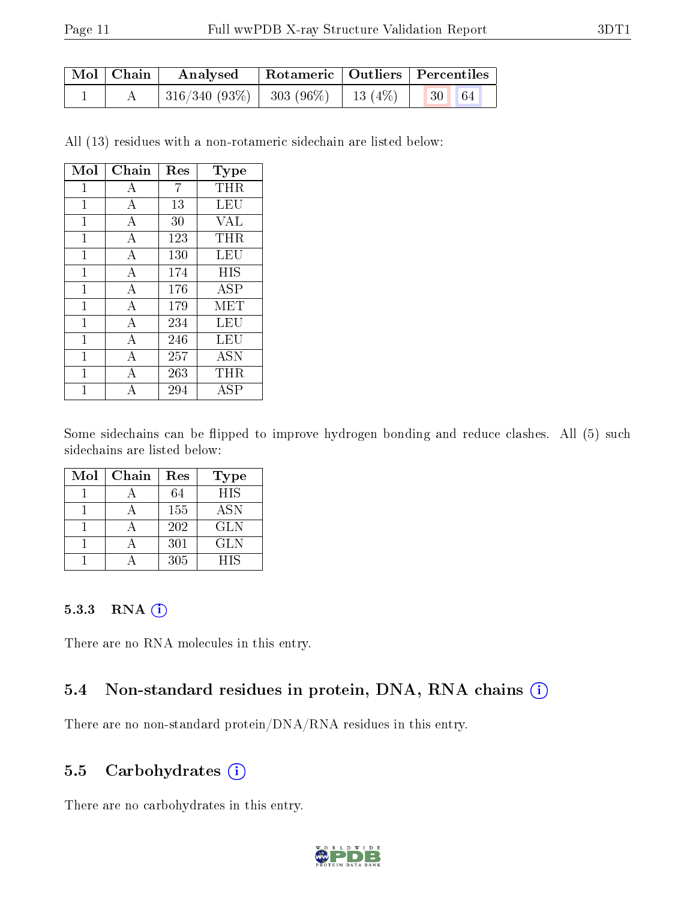| Mol | Chain | Analysed | Rotameric | Outliers | Percentiles | |
|---|---|---|---|---|---|---|
| 1 | A | 316/340 (93%) | 303 (96%) | 13 (4%) | 30 | 64 |

All (13) residues with a non-rotameric sidechain are listed below:

| Mol | Chain | Res | Type |
|---|---|---|---|
| 1 | A | 7 | THR |
| 1 | A | 13 | LEU |
| 1 | A | 30 | VAL |
| 1 | A | 123 | THR |
| 1 | A | 130 | LEU |
| 1 | A | 174 | HIS |
| 1 | A | 176 | ASP |
| 1 | A | 179 | MET |
| 1 | A | 234 | LEU |
| 1 | A | 246 | LEU |
| 1 | A | 257 | ASN |
| 1 | A | 263 | THR |
| 1 | A | 294 | ASP |

Some sidechains can be flipped to improve hydrogen bonding and reduce clashes. All (5) such sidechains are listed below:

| Mol | Chain | Res | Type |
|---|---|---|---|
| 1 | A | 64 | HIS |
| 1 | A | 155 | ASN |
| 1 | A | 202 | GLN |
| 1 | A | 301 | GLN |
| 1 | A | 305 | HIS |

#### 5.3.3 RNA

There are no RNA molecules in this entry.

### 5.4 Non-standard residues in protein, DNA, RNA chains

There are no non-standard protein/DNA/RNA residues in this entry.

### 5.5 Carbohydrates

There are no carbohydrates in this entry.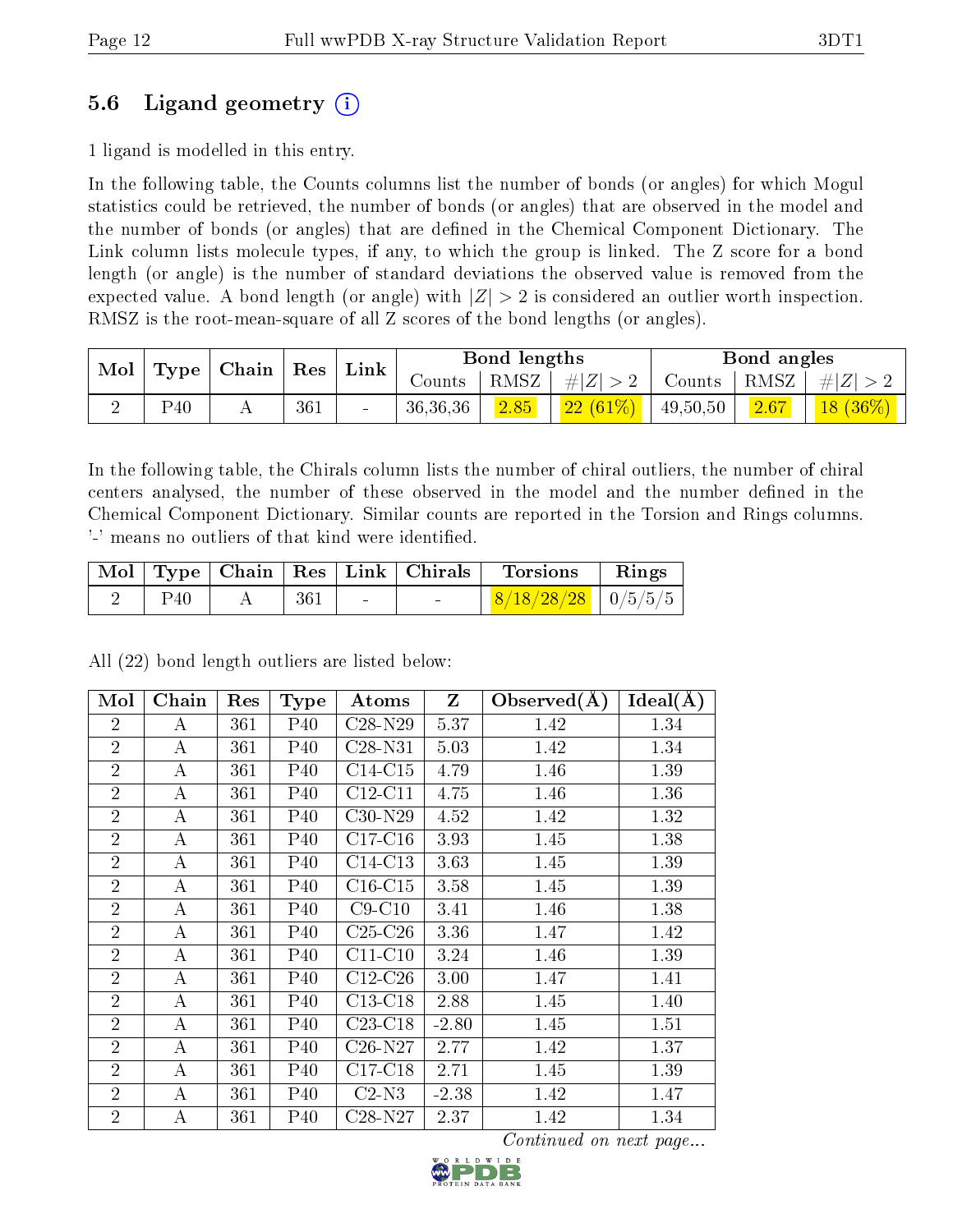## 5.6 Ligand geometry (i)

1 ligand is modelled in this entry.

In the following table, the Counts columns list the number of bonds (or angles) for which Mogul statistics could be retrieved, the number of bonds (or angles) that are observed in the model and the number of bonds (or angles) that are defined in the Chemical Component Dictionary. The Link column lists molecule types, if any, to which the group is linked. The Z score for a bond length (or angle) is the number of standard deviations the observed value is removed from the expected value. A bond length (or angle) with $|Z| > 2$ is considered an outlier worth inspection. RMSZ is the root-mean-square of all Z scores of the bond lengths (or angles).

| Mol | Type | Chain | Res | Link | Bond lengths | | | Bond angles | | |
|---|---|---|---|---|---|---|---|---|---|---|
| | | | | | Counts | RMSZ | #\|Z\| > 2 | Counts | RMSZ | #\|Z\| > 2 |
| 2 | P40 | A | 361 | - | 36,36,36 | 2.85 | 22 (61%) | 49,50,50 | 2.67 | 18 (36%) |

In the following table, the Chirals column lists the number of chiral outliers, the number of chiral centers analysed, the number of these observed in the model and the number defined in the Chemical Component Dictionary. Similar counts are reported in the Torsion and Rings columns. '-' means no outliers of that kind were identified.

| Mol | Type | Chain | Res | Link | Chirals | Torsions | Rings |
|---|---|---|---|---|---|---|---|
| 2 | P40 | A | 361 | - | - | 8/18/28/28 | 0/5/5/5 |

All (22) bond length outliers are listed below:

| Mol | Chain | Res | Type | Atoms | Z | Observed(Å) | Ideal(Å) |
|---|---|---|---|---|---|---|---|
| 2 | A | 361 | P40 | C28-N29 | 5.37 | 1.42 | 1.34 |
| 2 | A | 361 | P40 | C28-N31 | 5.03 | 1.42 | 1.34 |
| 2 | A | 361 | P40 | C14-C15 | 4.79 | 1.46 | 1.39 |
| 2 | A | 361 | P40 | C12-C11 | 4.75 | 1.46 | 1.36 |
| 2 | A | 361 | P40 | C30-N29 | 4.52 | 1.42 | 1.32 |
| 2 | A | 361 | P40 | C17-C16 | 3.93 | 1.45 | 1.38 |
| 2 | A | 361 | P40 | C14-C13 | 3.63 | 1.45 | 1.39 |
| 2 | A | 361 | P40 | C16-C15 | 3.58 | 1.45 | 1.39 |
| 2 | A | 361 | P40 | C9-C10 | 3.41 | 1.46 | 1.38 |
| 2 | A | 361 | P40 | C25-C26 | 3.36 | 1.47 | 1.42 |
| 2 | A | 361 | P40 | C11-C10 | 3.24 | 1.46 | 1.39 |
| 2 | A | 361 | P40 | C12-C26 | 3.00 | 1.47 | 1.41 |
| 2 | A | 361 | P40 | C13-C18 | 2.88 | 1.45 | 1.40 |
| 2 | A | 361 | P40 | C23-C18 | -2.80 | 1.45 | 1.51 |
| 2 | A | 361 | P40 | C26-N27 | 2.77 | 1.42 | 1.37 |
| 2 | A | 361 | P40 | C17-C18 | 2.71 | 1.45 | 1.39 |
| 2 | A | 361 | P40 | C2-N3 | -2.38 | 1.42 | 1.47 |
| 2 | A | 361 | P40 | C28-N27 | 2.37 | 1.42 | 1.34 |

*Continued on next page...*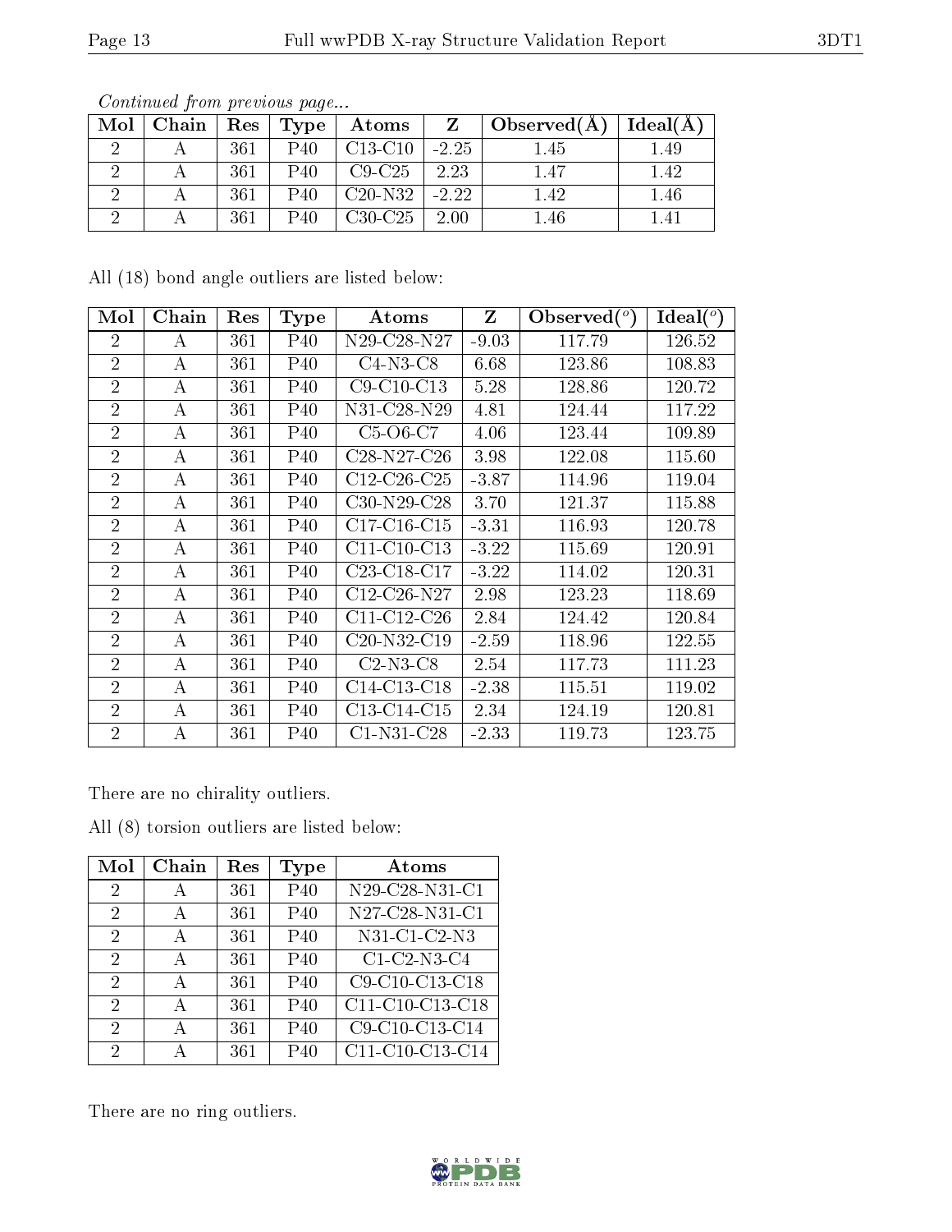*Continued from previous page...*

| Mol | Chain | Res | Type | Atoms | Z | Observed(Å) | Ideal(Å) |
|---|---|---|---|---|---|---|---|
| 2 | A | 361 | P40 | C13-C10 | -2.25 | 1.45 | 1.49 |
| 2 | A | 361 | P40 | C9-C25 | 2.23 | 1.47 | 1.42 |
| 2 | A | 361 | P40 | C20-N32 | -2.22 | 1.42 | 1.46 |
| 2 | A | 361 | P40 | C30-C25 | 2.00 | 1.46 | 1.41 |

All (18) bond angle outliers are listed below:

| Mol | Chain | Res | Type | Atoms | Z | Observed(°) | Ideal(°) |
|---|---|---|---|---|---|---|---|
| 2 | A | 361 | P40 | N29-C28-N27 | -9.03 | 117.79 | 126.52 |
| 2 | A | 361 | P40 | C4-N3-C8 | 6.68 | 123.86 | 108.83 |
| 2 | A | 361 | P40 | C9-C10-C13 | 5.28 | 128.86 | 120.72 |
| 2 | A | 361 | P40 | N31-C28-N29 | 4.81 | 124.44 | 117.22 |
| 2 | A | 361 | P40 | C5-O6-C7 | 4.06 | 123.44 | 109.89 |
| 2 | A | 361 | P40 | C28-N27-C26 | 3.98 | 122.08 | 115.60 |
| 2 | A | 361 | P40 | C12-C26-C25 | -3.87 | 114.96 | 119.04 |
| 2 | A | 361 | P40 | C30-N29-C28 | 3.70 | 121.37 | 115.88 |
| 2 | A | 361 | P40 | C17-C16-C15 | -3.31 | 116.93 | 120.78 |
| 2 | A | 361 | P40 | C11-C10-C13 | -3.22 | 115.69 | 120.91 |
| 2 | A | 361 | P40 | C23-C18-C17 | -3.22 | 114.02 | 120.31 |
| 2 | A | 361 | P40 | C12-C26-N27 | 2.98 | 123.23 | 118.69 |
| 2 | A | 361 | P40 | C11-C12-C26 | 2.84 | 124.42 | 120.84 |
| 2 | A | 361 | P40 | C20-N32-C19 | -2.59 | 118.96 | 122.55 |
| 2 | A | 361 | P40 | C2-N3-C8 | 2.54 | 117.73 | 111.23 |
| 2 | A | 361 | P40 | C14-C13-C18 | -2.38 | 115.51 | 119.02 |
| 2 | A | 361 | P40 | C13-C14-C15 | 2.34 | 124.19 | 120.81 |
| 2 | A | 361 | P40 | C1-N31-C28 | -2.33 | 119.73 | 123.75 |

There are no chirality outliers.

All (8) torsion outliers are listed below:

| Mol | Chain | Res | Type | Atoms |
|---|---|---|---|---|
| 2 | A | 361 | P40 | N29-C28-N31-C1 |
| 2 | A | 361 | P40 | N27-C28-N31-C1 |
| 2 | A | 361 | P40 | N31-C1-C2-N3 |
| 2 | A | 361 | P40 | C1-C2-N3-C4 |
| 2 | A | 361 | P40 | C9-C10-C13-C18 |
| 2 | A | 361 | P40 | C11-C10-C13-C18 |
| 2 | A | 361 | P40 | C9-C10-C13-C14 |
| 2 | A | 361 | P40 | C11-C10-C13-C14 |

There are no ring outliers.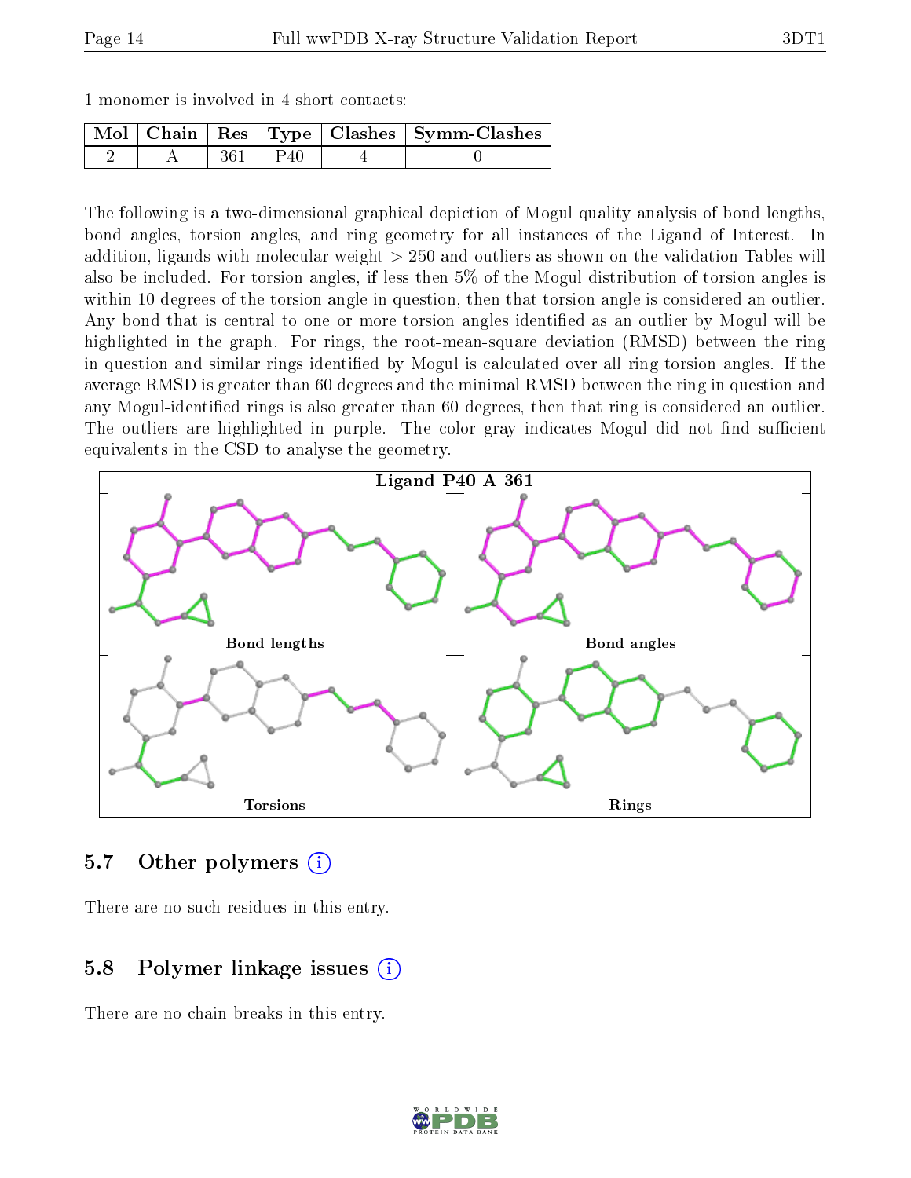1 monomer is involved in 4 short contacts:

| Mol | Chain | Res | Type | Clashes | Symm-Clashes |
|---|---|---|---|---|---|
| 2 | A | 361 | P40 | 4 | 0 |

The following is a two-dimensional graphical depiction of Mogul quality analysis of bond lengths, bond angles, torsion angles, and ring geometry for all instances of the Ligand of Interest. In addition, ligands with molecular weight > 250 and outliers as shown on the validation Tables will also be included. For torsion angles, if less then 5% of the Mogul distribution of torsion angles is within 10 degrees of the torsion angle in question, then that torsion angle is considered an outlier. Any bond that is central to one or more torsion angles identified as an outlier by Mogul will be highlighted in the graph. For rings, the root-mean-square deviation (RMSD) between the ring in question and similar rings identified by Mogul is calculated over all ring torsion angles. If the average RMSD is greater than 60 degrees and the minimal RMSD between the ring in question and any Mogul-identified rings is also greater than 60 degrees, then that ring is considered an outlier. The outliers are highlighted in purple. The color gray indicates Mogul did not find sufficient equivalents in the CSD to analyse the geometry.

Ligand P40 A 361

Bond lengths

Bond angles

Torsions

Rings

## 5.7 Other polymers

There are no such residues in this entry.

## 5.8 Polymer linkage issues

There are no chain breaks in this entry.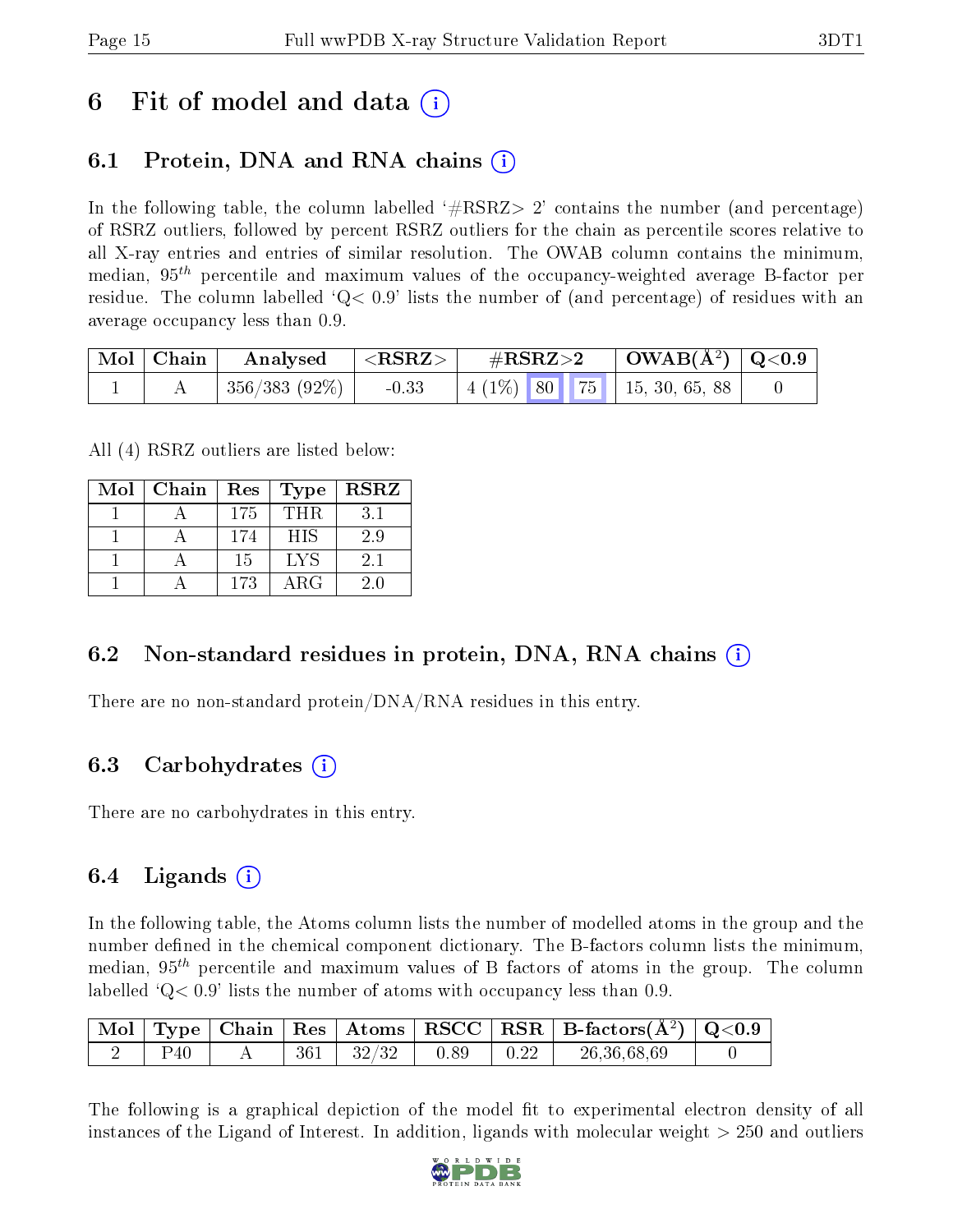# 6 Fit of model and data (i)

## 6.1 Protein, DNA and RNA chains (i)

In the following table, the column labelled '#RSRZ> 2' contains the number (and percentage) of RSRZ outliers, followed by percent RSRZ outliers for the chain as percentile scores relative to all X-ray entries and entries of similar resolution. The OWAB column contains the minimum, median, $95^{th}$ percentile and maximum values of the occupancy-weighted average B-factor per residue. The column labelled 'Q< 0.9' lists the number of (and percentage) of residues with an average occupancy less than 0.9.

| Mol | Chain | Analysed | <RSRZ> | #RSRZ>2 | | | OWAB(Å$^2$) | Q<0.9 |
|---|---|---|---|---|---|---|---|---|
| 1 | A | 356/383 (92%) | -0.33 | 4 (1%) | 80 | 75 | 15, 30, 65, 88 | 0 |

All (4) RSRZ outliers are listed below:

| Mol | Chain | Res | Type | RSRZ |
|---|---|---|---|---|
| 1 | A | 175 | THR | 3.1 |
| 1 | A | 174 | HIS | 2.9 |
| 1 | A | 15 | LYS | 2.1 |
| 1 | A | 173 | ARG | 2.0 |

## 6.2 Non-standard residues in protein, DNA, RNA chains (i)

There are no non-standard protein/DNA/RNA residues in this entry.

## 6.3 Carbohydrates (i)

There are no carbohydrates in this entry.

## 6.4 Ligands (i)

In the following table, the Atoms column lists the number of modelled atoms in the group and the number defined in the chemical component dictionary. The B-factors column lists the minimum, median, $95^{th}$ percentile and maximum values of B factors of atoms in the group. The column labelled 'Q< 0.9' lists the number of atoms with occupancy less than 0.9.

| Mol | Type | Chain | Res | Atoms | RSCC | RSR | B-factors(Å$^2$) | Q<0.9 |
|---|---|---|---|---|---|---|---|---|
| 2 | P40 | A | 361 | 32/32 | 0.89 | 0.22 | 26,36,68,69 | 0 |

The following is a graphical depiction of the model fit to experimental electron density of all instances of the Ligand of Interest. In addition, ligands with molecular weight > 250 and outliers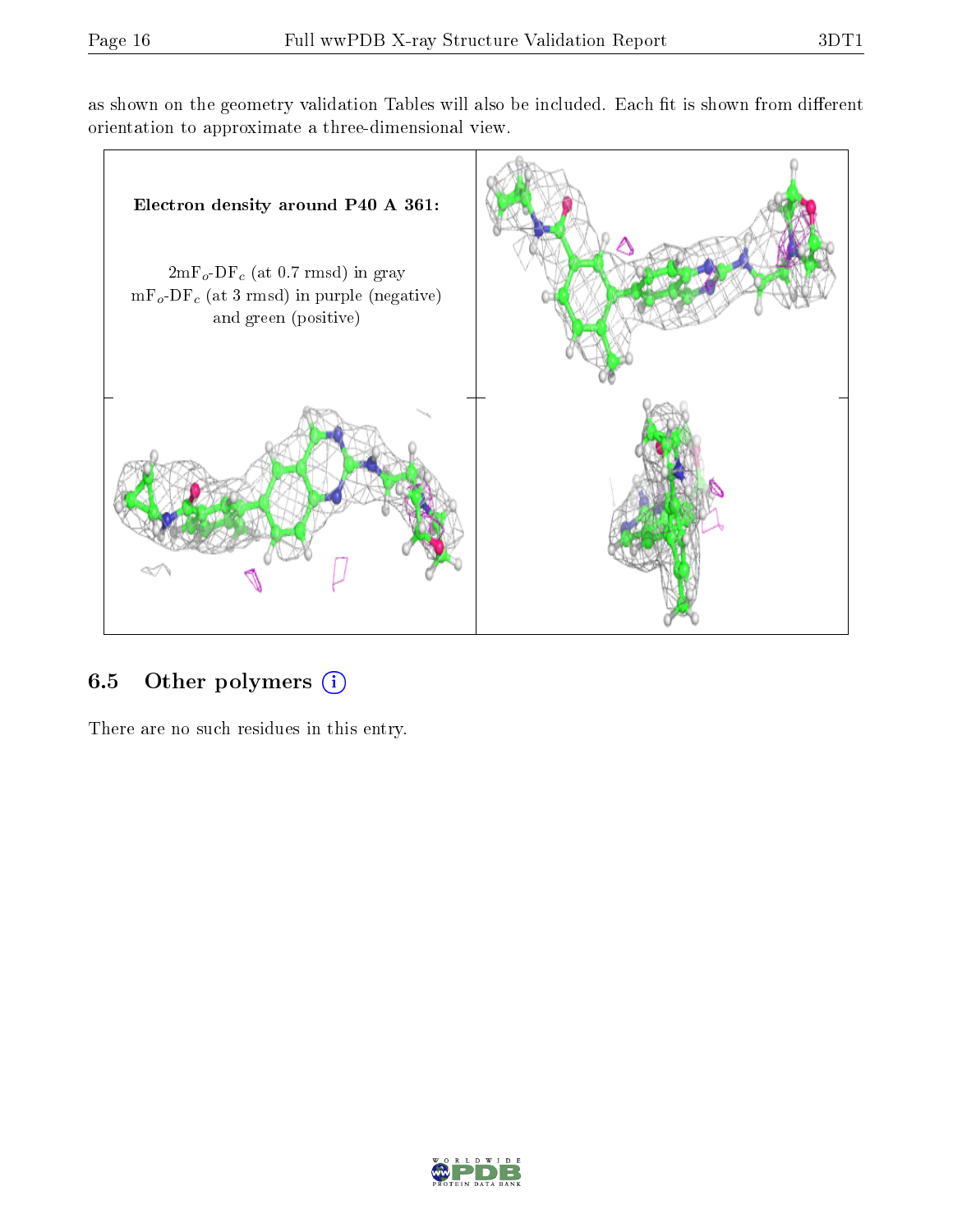as shown on the geometry validation Tables will also be included. Each fit is shown from different orientation to approximate a three-dimensional view.

**Electron density around P40 A 361:**

$2mF_o$-$DF_c$ (at 0.7 rmsd) in gray
$mF_o$-$DF_c$ (at 3 rmsd) in purple (negative)
and green (positive)

## 6.5 Other polymers

There are no such residues in this entry.